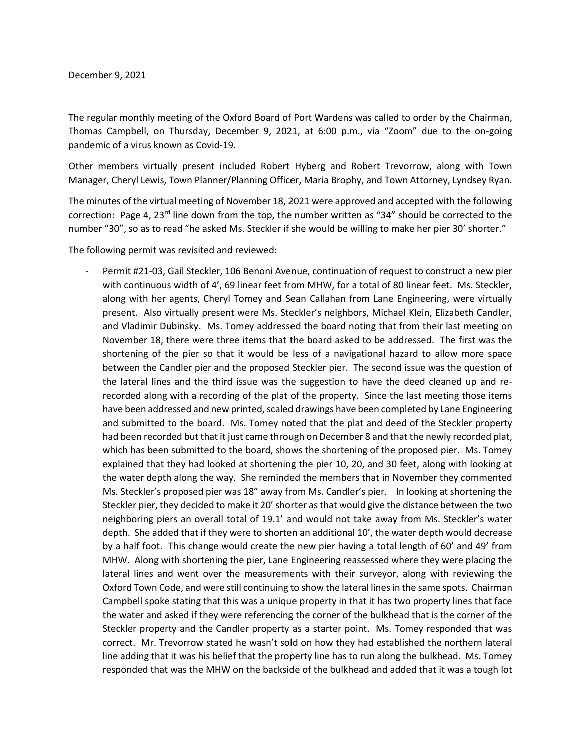December 9, 2021

The regular monthly meeting of the Oxford Board of Port Wardens was called to order by the Chairman, Thomas Campbell, on Thursday, December 9, 2021, at 6:00 p.m., via "Zoom" due to the on-going pandemic of a virus known as Covid-19.

Other members virtually present included Robert Hyberg and Robert Trevorrow, along with Town Manager, Cheryl Lewis, Town Planner/Planning Officer, Maria Brophy, and Town Attorney, Lyndsey Ryan.

The minutes of the virtual meeting of November 18, 2021 were approved and accepted with the following correction: Page 4, 23rd line down from the top, the number written as "34" should be corrected to the number "30", so as to read "he asked Ms. Steckler if she would be willing to make her pier 30' shorter."

The following permit was revisited and reviewed:

- Permit #21-03, Gail Steckler, 106 Benoni Avenue, continuation of request to construct a new pier with continuous width of 4', 69 linear feet from MHW, for a total of 80 linear feet. Ms. Steckler, along with her agents, Cheryl Tomey and Sean Callahan from Lane Engineering, were virtually present. Also virtually present were Ms. Steckler's neighbors, Michael Klein, Elizabeth Candler, and Vladimir Dubinsky. Ms. Tomey addressed the board noting that from their last meeting on November 18, there were three items that the board asked to be addressed. The first was the shortening of the pier so that it would be less of a navigational hazard to allow more space between the Candler pier and the proposed Steckler pier. The second issue was the question of the lateral lines and the third issue was the suggestion to have the deed cleaned up and re-recorded along with a recording of the plat of the property. Since the last meeting those items have been addressed and new printed, scaled drawings have been completed by Lane Engineering and submitted to the board. Ms. Tomey noted that the plat and deed of the Steckler property had been recorded but that it just came through on December 8 and that the newly recorded plat, which has been submitted to the board, shows the shortening of the proposed pier. Ms. Tomey explained that they had looked at shortening the pier 10, 20, and 30 feet, along with looking at the water depth along the way. She reminded the members that in November they commented Ms. Steckler's proposed pier was 18" away from Ms. Candler's pier. In looking at shortening the Steckler pier, they decided to make it 20' shorter as that would give the distance between the two neighboring piers an overall total of 19.1' and would not take away from Ms. Steckler's water depth. She added that if they were to shorten an additional 10', the water depth would decrease by a half foot. This change would create the new pier having a total length of 60' and 49' from MHW. Along with shortening the pier, Lane Engineering reassessed where they were placing the lateral lines and went over the measurements with their surveyor, along with reviewing the Oxford Town Code, and were still continuing to show the lateral lines in the same spots. Chairman Campbell spoke stating that this was a unique property in that it has two property lines that face the water and asked if they were referencing the corner of the bulkhead that is the corner of the Steckler property and the Candler property as a starter point. Ms. Tomey responded that was correct. Mr. Trevorrow stated he wasn't sold on how they had established the northern lateral line adding that it was his belief that the property line has to run along the bulkhead. Ms. Tomey responded that was the MHW on the backside of the bulkhead and added that it was a tough lot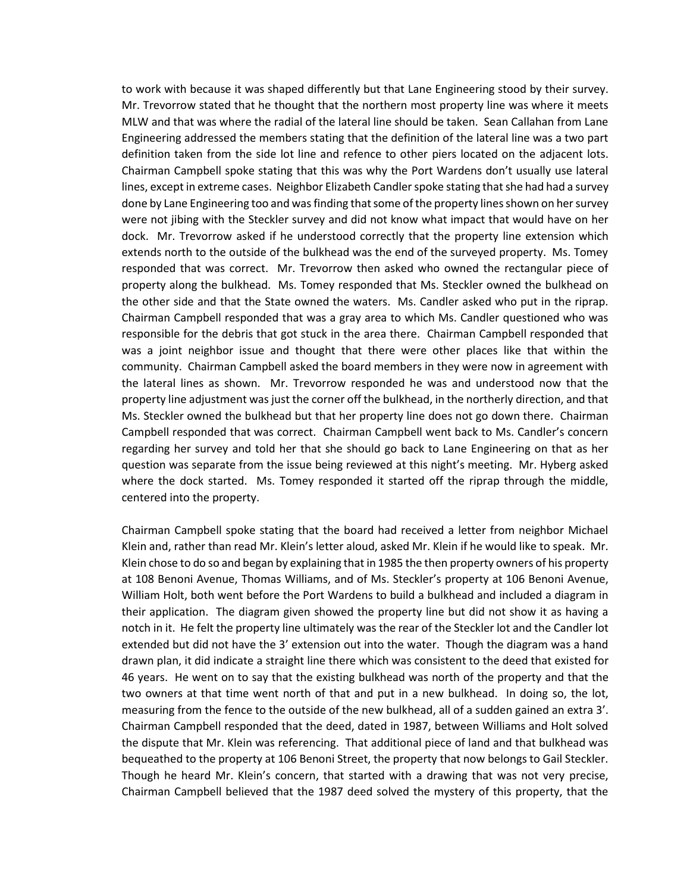to work with because it was shaped differently but that Lane Engineering stood by their survey. Mr. Trevorrow stated that he thought that the northern most property line was where it meets MLW and that was where the radial of the lateral line should be taken. Sean Callahan from Lane Engineering addressed the members stating that the definition of the lateral line was a two part definition taken from the side lot line and refence to other piers located on the adjacent lots. Chairman Campbell spoke stating that this was why the Port Wardens don't usually use lateral lines, except in extreme cases. Neighbor Elizabeth Candler spoke stating that she had had a survey done by Lane Engineering too and was finding that some of the property lines shown on her survey were not jibing with the Steckler survey and did not know what impact that would have on her dock. Mr. Trevorrow asked if he understood correctly that the property line extension which extends north to the outside of the bulkhead was the end of the surveyed property. Ms. Tomey responded that was correct. Mr. Trevorrow then asked who owned the rectangular piece of property along the bulkhead. Ms. Tomey responded that Ms. Steckler owned the bulkhead on the other side and that the State owned the waters. Ms. Candler asked who put in the riprap. Chairman Campbell responded that was a gray area to which Ms. Candler questioned who was responsible for the debris that got stuck in the area there. Chairman Campbell responded that was a joint neighbor issue and thought that there were other places like that within the community. Chairman Campbell asked the board members in they were now in agreement with the lateral lines as shown. Mr. Trevorrow responded he was and understood now that the property line adjustment was just the corner off the bulkhead, in the northerly direction, and that Ms. Steckler owned the bulkhead but that her property line does not go down there. Chairman Campbell responded that was correct. Chairman Campbell went back to Ms. Candler's concern regarding her survey and told her that she should go back to Lane Engineering on that as her question was separate from the issue being reviewed at this night's meeting. Mr. Hyberg asked where the dock started. Ms. Tomey responded it started off the riprap through the middle, centered into the property.

Chairman Campbell spoke stating that the board had received a letter from neighbor Michael Klein and, rather than read Mr. Klein's letter aloud, asked Mr. Klein if he would like to speak. Mr. Klein chose to do so and began by explaining that in 1985 the then property owners of his property at 108 Benoni Avenue, Thomas Williams, and of Ms. Steckler's property at 106 Benoni Avenue, William Holt, both went before the Port Wardens to build a bulkhead and included a diagram in their application. The diagram given showed the property line but did not show it as having a notch in it. He felt the property line ultimately was the rear of the Steckler lot and the Candler lot extended but did not have the 3' extension out into the water. Though the diagram was a hand drawn plan, it did indicate a straight line there which was consistent to the deed that existed for 46 years. He went on to say that the existing bulkhead was north of the property and that the two owners at that time went north of that and put in a new bulkhead. In doing so, the lot, measuring from the fence to the outside of the new bulkhead, all of a sudden gained an extra 3'. Chairman Campbell responded that the deed, dated in 1987, between Williams and Holt solved the dispute that Mr. Klein was referencing. That additional piece of land and that bulkhead was bequeathed to the property at 106 Benoni Street, the property that now belongs to Gail Steckler. Though he heard Mr. Klein's concern, that started with a drawing that was not very precise, Chairman Campbell believed that the 1987 deed solved the mystery of this property, that the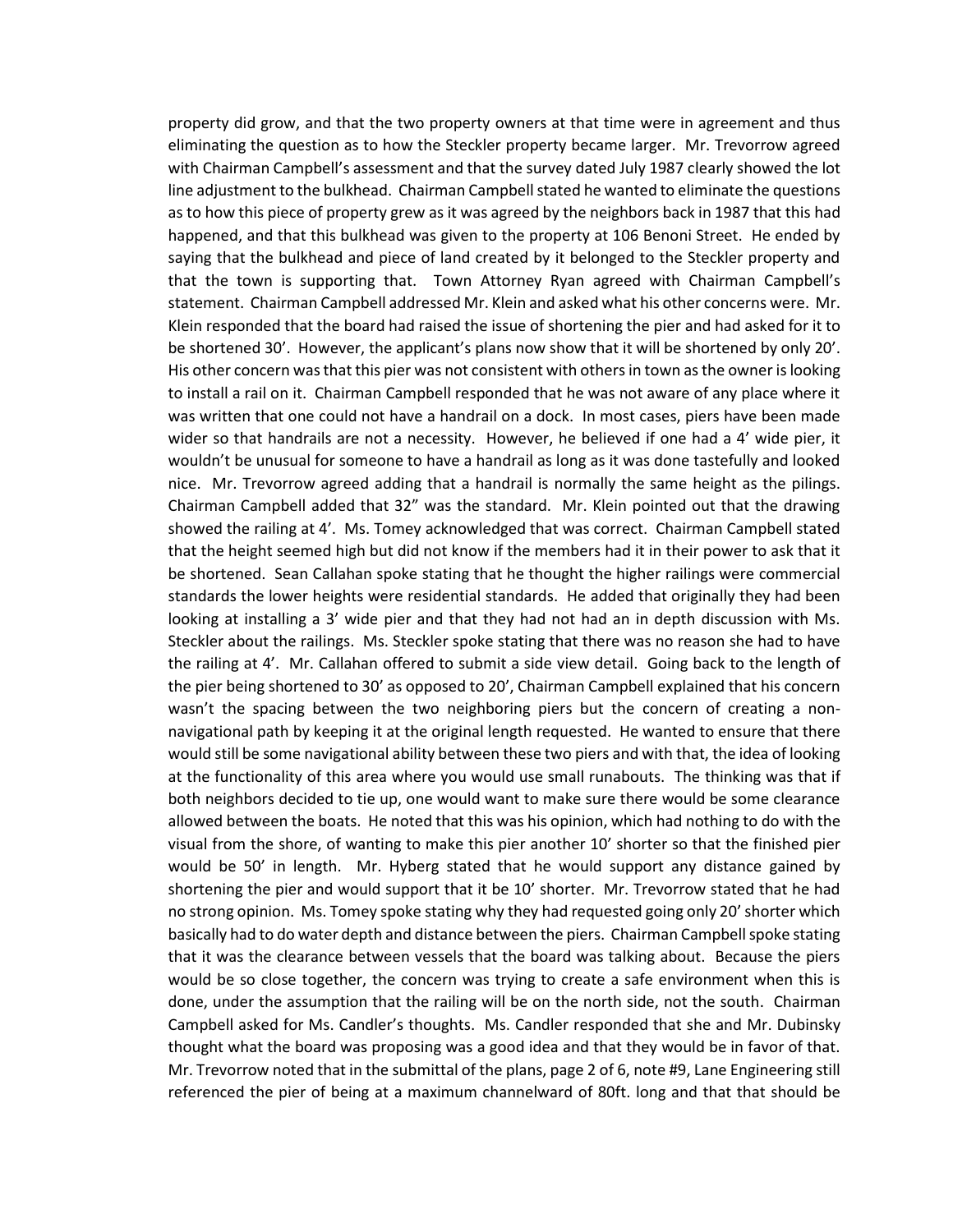property did grow, and that the two property owners at that time were in agreement and thus eliminating the question as to how the Steckler property became larger. Mr. Trevorrow agreed with Chairman Campbell's assessment and that the survey dated July 1987 clearly showed the lot line adjustment to the bulkhead. Chairman Campbell stated he wanted to eliminate the questions as to how this piece of property grew as it was agreed by the neighbors back in 1987 that this had happened, and that this bulkhead was given to the property at 106 Benoni Street. He ended by saying that the bulkhead and piece of land created by it belonged to the Steckler property and that the town is supporting that. Town Attorney Ryan agreed with Chairman Campbell's statement. Chairman Campbell addressed Mr. Klein and asked what his other concerns were. Mr. Klein responded that the board had raised the issue of shortening the pier and had asked for it to be shortened 30'. However, the applicant's plans now show that it will be shortened by only 20'. His other concern was that this pier was not consistent with others in town as the owner is looking to install a rail on it. Chairman Campbell responded that he was not aware of any place where it was written that one could not have a handrail on a dock. In most cases, piers have been made wider so that handrails are not a necessity. However, he believed if one had a 4' wide pier, it wouldn't be unusual for someone to have a handrail as long as it was done tastefully and looked nice. Mr. Trevorrow agreed adding that a handrail is normally the same height as the pilings. Chairman Campbell added that 32" was the standard. Mr. Klein pointed out that the drawing showed the railing at 4'. Ms. Tomey acknowledged that was correct. Chairman Campbell stated that the height seemed high but did not know if the members had it in their power to ask that it be shortened. Sean Callahan spoke stating that he thought the higher railings were commercial standards the lower heights were residential standards. He added that originally they had been looking at installing a 3' wide pier and that they had not had an in depth discussion with Ms. Steckler about the railings. Ms. Steckler spoke stating that there was no reason she had to have the railing at 4'. Mr. Callahan offered to submit a side view detail. Going back to the length of the pier being shortened to 30' as opposed to 20', Chairman Campbell explained that his concern wasn't the spacing between the two neighboring piers but the concern of creating a non-navigational path by keeping it at the original length requested. He wanted to ensure that there would still be some navigational ability between these two piers and with that, the idea of looking at the functionality of this area where you would use small runabouts. The thinking was that if both neighbors decided to tie up, one would want to make sure there would be some clearance allowed between the boats. He noted that this was his opinion, which had nothing to do with the visual from the shore, of wanting to make this pier another 10' shorter so that the finished pier would be 50' in length. Mr. Hyberg stated that he would support any distance gained by shortening the pier and would support that it be 10' shorter. Mr. Trevorrow stated that he had no strong opinion. Ms. Tomey spoke stating why they had requested going only 20' shorter which basically had to do water depth and distance between the piers. Chairman Campbell spoke stating that it was the clearance between vessels that the board was talking about. Because the piers would be so close together, the concern was trying to create a safe environment when this is done, under the assumption that the railing will be on the north side, not the south. Chairman Campbell asked for Ms. Candler's thoughts. Ms. Candler responded that she and Mr. Dubinsky thought what the board was proposing was a good idea and that they would be in favor of that. Mr. Trevorrow noted that in the submittal of the plans, page 2 of 6, note #9, Lane Engineering still referenced the pier of being at a maximum channelward of 80ft. long and that that should be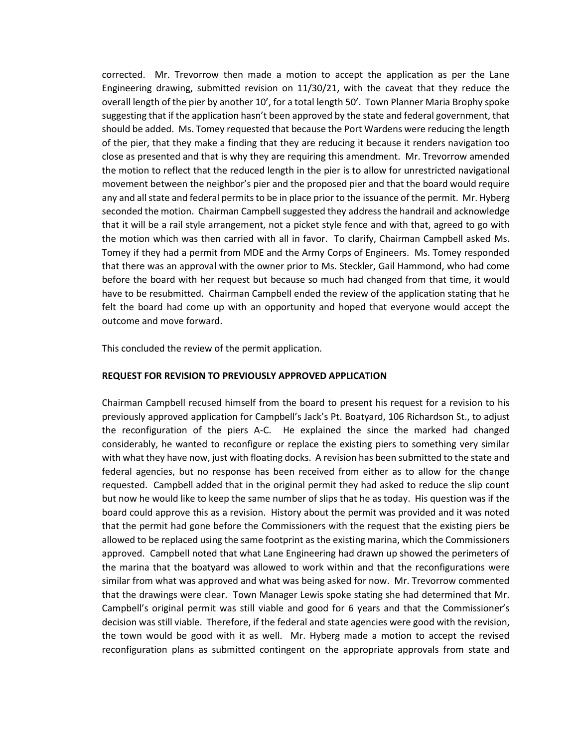corrected. Mr. Trevorrow then made a motion to accept the application as per the Lane Engineering drawing, submitted revision on 11/30/21, with the caveat that they reduce the overall length of the pier by another 10', for a total length 50'. Town Planner Maria Brophy spoke suggesting that if the application hasn't been approved by the state and federal government, that should be added. Ms. Tomey requested that because the Port Wardens were reducing the length of the pier, that they make a finding that they are reducing it because it renders navigation too close as presented and that is why they are requiring this amendment. Mr. Trevorrow amended the motion to reflect that the reduced length in the pier is to allow for unrestricted navigational movement between the neighbor's pier and the proposed pier and that the board would require any and all state and federal permits to be in place prior to the issuance of the permit. Mr. Hyberg seconded the motion. Chairman Campbell suggested they address the handrail and acknowledge that it will be a rail style arrangement, not a picket style fence and with that, agreed to go with the motion which was then carried with all in favor. To clarify, Chairman Campbell asked Ms. Tomey if they had a permit from MDE and the Army Corps of Engineers. Ms. Tomey responded that there was an approval with the owner prior to Ms. Steckler, Gail Hammond, who had come before the board with her request but because so much had changed from that time, it would have to be resubmitted. Chairman Campbell ended the review of the application stating that he felt the board had come up with an opportunity and hoped that everyone would accept the outcome and move forward.

This concluded the review of the permit application.

**REQUEST FOR REVISION TO PREVIOUSLY APPROVED APPLICATION**

Chairman Campbell recused himself from the board to present his request for a revision to his previously approved application for Campbell's Jack's Pt. Boatyard, 106 Richardson St., to adjust the reconfiguration of the piers A-C. He explained the since the marked had changed considerably, he wanted to reconfigure or replace the existing piers to something very similar with what they have now, just with floating docks. A revision has been submitted to the state and federal agencies, but no response has been received from either as to allow for the change requested. Campbell added that in the original permit they had asked to reduce the slip count but now he would like to keep the same number of slips that he as today. His question was if the board could approve this as a revision. History about the permit was provided and it was noted that the permit had gone before the Commissioners with the request that the existing piers be allowed to be replaced using the same footprint as the existing marina, which the Commissioners approved. Campbell noted that what Lane Engineering had drawn up showed the perimeters of the marina that the boatyard was allowed to work within and that the reconfigurations were similar from what was approved and what was being asked for now. Mr. Trevorrow commented that the drawings were clear. Town Manager Lewis spoke stating she had determined that Mr. Campbell's original permit was still viable and good for 6 years and that the Commissioner's decision was still viable. Therefore, if the federal and state agencies were good with the revision, the town would be good with it as well. Mr. Hyberg made a motion to accept the revised reconfiguration plans as submitted contingent on the appropriate approvals from state and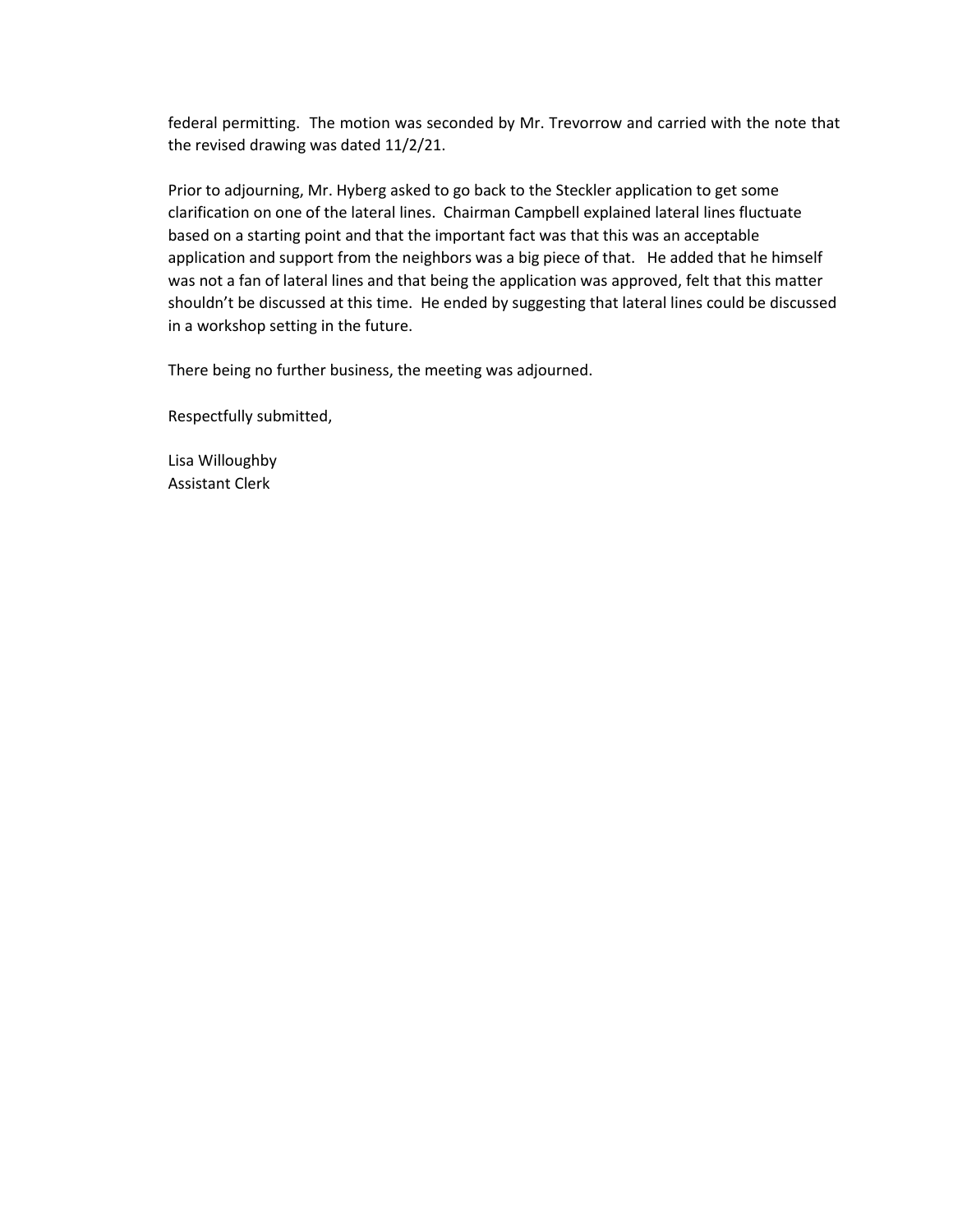federal permitting. The motion was seconded by Mr. Trevorrow and carried with the note that the revised drawing was dated 11/2/21.

Prior to adjourning, Mr. Hyberg asked to go back to the Steckler application to get some clarification on one of the lateral lines. Chairman Campbell explained lateral lines fluctuate based on a starting point and that the important fact was that this was an acceptable application and support from the neighbors was a big piece of that. He added that he himself was not a fan of lateral lines and that being the application was approved, felt that this matter shouldn't be discussed at this time. He ended by suggesting that lateral lines could be discussed in a workshop setting in the future.

There being no further business, the meeting was adjourned.

Respectfully submitted,

Lisa Willoughby  
Assistant Clerk